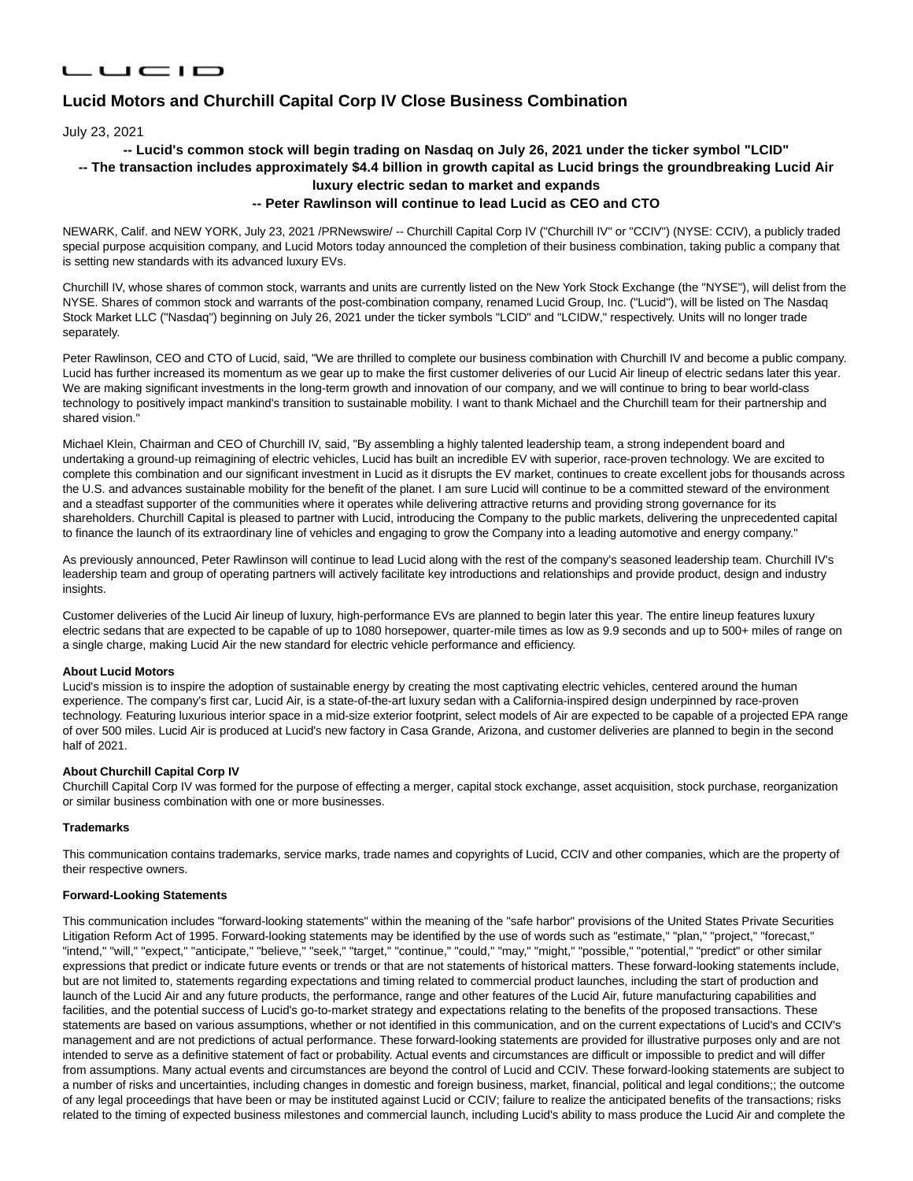LUCID

# Lucid Motors and Churchill Capital Corp IV Close Business Combination

July 23, 2021

**-- Lucid's common stock will begin trading on Nasdaq on July 26, 2021 under the ticker symbol "LCID"**
**-- The transaction includes approximately $4.4 billion in growth capital as Lucid brings the groundbreaking Lucid Air luxury electric sedan to market and expands**
**-- Peter Rawlinson will continue to lead Lucid as CEO and CTO**

NEWARK, Calif. and NEW YORK, July 23, 2021 /PRNewswire/ -- Churchill Capital Corp IV ("Churchill IV" or "CCIV") (NYSE: CCIV), a publicly traded special purpose acquisition company, and Lucid Motors today announced the completion of their business combination, taking public a company that is setting new standards with its advanced luxury EVs.

Churchill IV, whose shares of common stock, warrants and units are currently listed on the New York Stock Exchange (the "NYSE"), will delist from the NYSE. Shares of common stock and warrants of the post-combination company, renamed Lucid Group, Inc. ("Lucid"), will be listed on The Nasdaq Stock Market LLC ("Nasdaq") beginning on July 26, 2021 under the ticker symbols "LCID" and "LCIDW," respectively. Units will no longer trade separately.

Peter Rawlinson, CEO and CTO of Lucid, said, "We are thrilled to complete our business combination with Churchill IV and become a public company. Lucid has further increased its momentum as we gear up to make the first customer deliveries of our Lucid Air lineup of electric sedans later this year. We are making significant investments in the long-term growth and innovation of our company, and we will continue to bring to bear world-class technology to positively impact mankind's transition to sustainable mobility. I want to thank Michael and the Churchill team for their partnership and shared vision."

Michael Klein, Chairman and CEO of Churchill IV, said, "By assembling a highly talented leadership team, a strong independent board and undertaking a ground-up reimagining of electric vehicles, Lucid has built an incredible EV with superior, race-proven technology. We are excited to complete this combination and our significant investment in Lucid as it disrupts the EV market, continues to create excellent jobs for thousands across the U.S. and advances sustainable mobility for the benefit of the planet. I am sure Lucid will continue to be a committed steward of the environment and a steadfast supporter of the communities where it operates while delivering attractive returns and providing strong governance for its shareholders. Churchill Capital is pleased to partner with Lucid, introducing the Company to the public markets, delivering the unprecedented capital to finance the launch of its extraordinary line of vehicles and engaging to grow the Company into a leading automotive and energy company."

As previously announced, Peter Rawlinson will continue to lead Lucid along with the rest of the company's seasoned leadership team. Churchill IV's leadership team and group of operating partners will actively facilitate key introductions and relationships and provide product, design and industry insights.

Customer deliveries of the Lucid Air lineup of luxury, high-performance EVs are planned to begin later this year. The entire lineup features luxury electric sedans that are expected to be capable of up to 1080 horsepower, quarter-mile times as low as 9.9 seconds and up to 500+ miles of range on a single charge, making Lucid Air the new standard for electric vehicle performance and efficiency.

**About Lucid Motors**
Lucid's mission is to inspire the adoption of sustainable energy by creating the most captivating electric vehicles, centered around the human experience. The company's first car, Lucid Air, is a state-of-the-art luxury sedan with a California-inspired design underpinned by race-proven technology. Featuring luxurious interior space in a mid-size exterior footprint, select models of Air are expected to be capable of a projected EPA range of over 500 miles. Lucid Air is produced at Lucid's new factory in Casa Grande, Arizona, and customer deliveries are planned to begin in the second half of 2021.

**About Churchill Capital Corp IV**
Churchill Capital Corp IV was formed for the purpose of effecting a merger, capital stock exchange, asset acquisition, stock purchase, reorganization or similar business combination with one or more businesses.

**Trademarks**

This communication contains trademarks, service marks, trade names and copyrights of Lucid, CCIV and other companies, which are the property of their respective owners.

**Forward-Looking Statements**

This communication includes "forward-looking statements" within the meaning of the "safe harbor" provisions of the United States Private Securities Litigation Reform Act of 1995. Forward-looking statements may be identified by the use of words such as "estimate," "plan," "project," "forecast," "intend," "will," "expect," "anticipate," "believe," "seek," "target," "continue," "could," "may," "might," "possible," "potential," "predict" or other similar expressions that predict or indicate future events or trends or that are not statements of historical matters. These forward-looking statements include, but are not limited to, statements regarding expectations and timing related to commercial product launches, including the start of production and launch of the Lucid Air and any future products, the performance, range and other features of the Lucid Air, future manufacturing capabilities and facilities, and the potential success of Lucid's go-to-market strategy and expectations relating to the benefits of the proposed transactions. These statements are based on various assumptions, whether or not identified in this communication, and on the current expectations of Lucid's and CCIV's management and are not predictions of actual performance. These forward-looking statements are provided for illustrative purposes only and are not intended to serve as a definitive statement of fact or probability. Actual events and circumstances are difficult or impossible to predict and will differ from assumptions. Many actual events and circumstances are beyond the control of Lucid and CCIV. These forward-looking statements are subject to a number of risks and uncertainties, including changes in domestic and foreign business, market, financial, political and legal conditions;; the outcome of any legal proceedings that have been or may be instituted against Lucid or CCIV; failure to realize the anticipated benefits of the transactions; risks related to the timing of expected business milestones and commercial launch, including Lucid's ability to mass produce the Lucid Air and complete the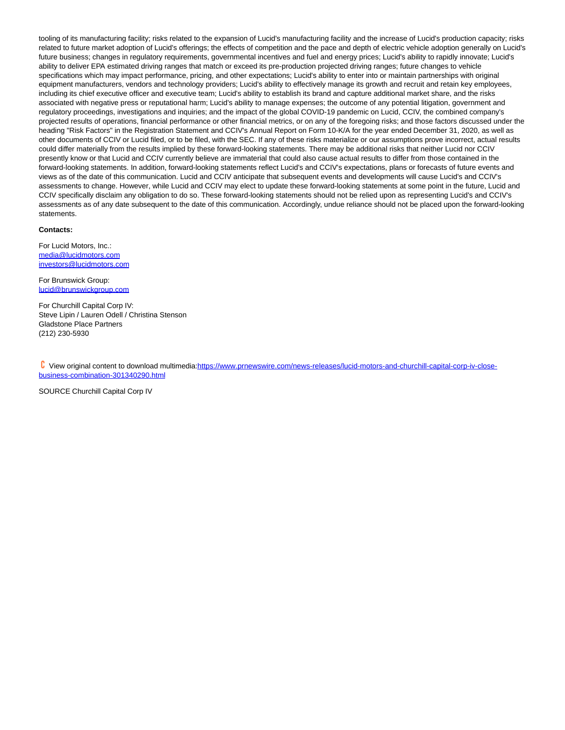tooling of its manufacturing facility; risks related to the expansion of Lucid's manufacturing facility and the increase of Lucid's production capacity; risks related to future market adoption of Lucid's offerings; the effects of competition and the pace and depth of electric vehicle adoption generally on Lucid's future business; changes in regulatory requirements, governmental incentives and fuel and energy prices; Lucid's ability to rapidly innovate; Lucid's ability to deliver EPA estimated driving ranges that match or exceed its pre-production projected driving ranges; future changes to vehicle specifications which may impact performance, pricing, and other expectations; Lucid's ability to enter into or maintain partnerships with original equipment manufacturers, vendors and technology providers; Lucid's ability to effectively manage its growth and recruit and retain key employees, including its chief executive officer and executive team; Lucid's ability to establish its brand and capture additional market share, and the risks associated with negative press or reputational harm; Lucid's ability to manage expenses; the outcome of any potential litigation, government and regulatory proceedings, investigations and inquiries; and the impact of the global COVID-19 pandemic on Lucid, CCIV, the combined company's projected results of operations, financial performance or other financial metrics, or on any of the foregoing risks; and those factors discussed under the heading "Risk Factors" in the Registration Statement and CCIV's Annual Report on Form 10-K/A for the year ended December 31, 2020, as well as other documents of CCIV or Lucid filed, or to be filed, with the SEC. If any of these risks materialize or our assumptions prove incorrect, actual results could differ materially from the results implied by these forward-looking statements. There may be additional risks that neither Lucid nor CCIV presently know or that Lucid and CCIV currently believe are immaterial that could also cause actual results to differ from those contained in the forward-looking statements. In addition, forward-looking statements reflect Lucid's and CCIV's expectations, plans or forecasts of future events and views as of the date of this communication. Lucid and CCIV anticipate that subsequent events and developments will cause Lucid's and CCIV's assessments to change. However, while Lucid and CCIV may elect to update these forward-looking statements at some point in the future, Lucid and CCIV specifically disclaim any obligation to do so. These forward-looking statements should not be relied upon as representing Lucid's and CCIV's assessments as of any date subsequent to the date of this communication. Accordingly, undue reliance should not be placed upon the forward-looking statements.

**Contacts:**

For Lucid Motors, Inc.:
media@lucidmotors.com
investors@lucidmotors.com

For Brunswick Group:
lucid@brunswickgroup.com

For Churchill Capital Corp IV:
Steve Lipin / Lauren Odell / Christina Stenson
Gladstone Place Partners
(212) 230-5930

View original content to download multimedia:https://www.prnewswire.com/news-releases/lucid-motors-and-churchill-capital-corp-iv-close-business-combination-301340290.html

SOURCE Churchill Capital Corp IV